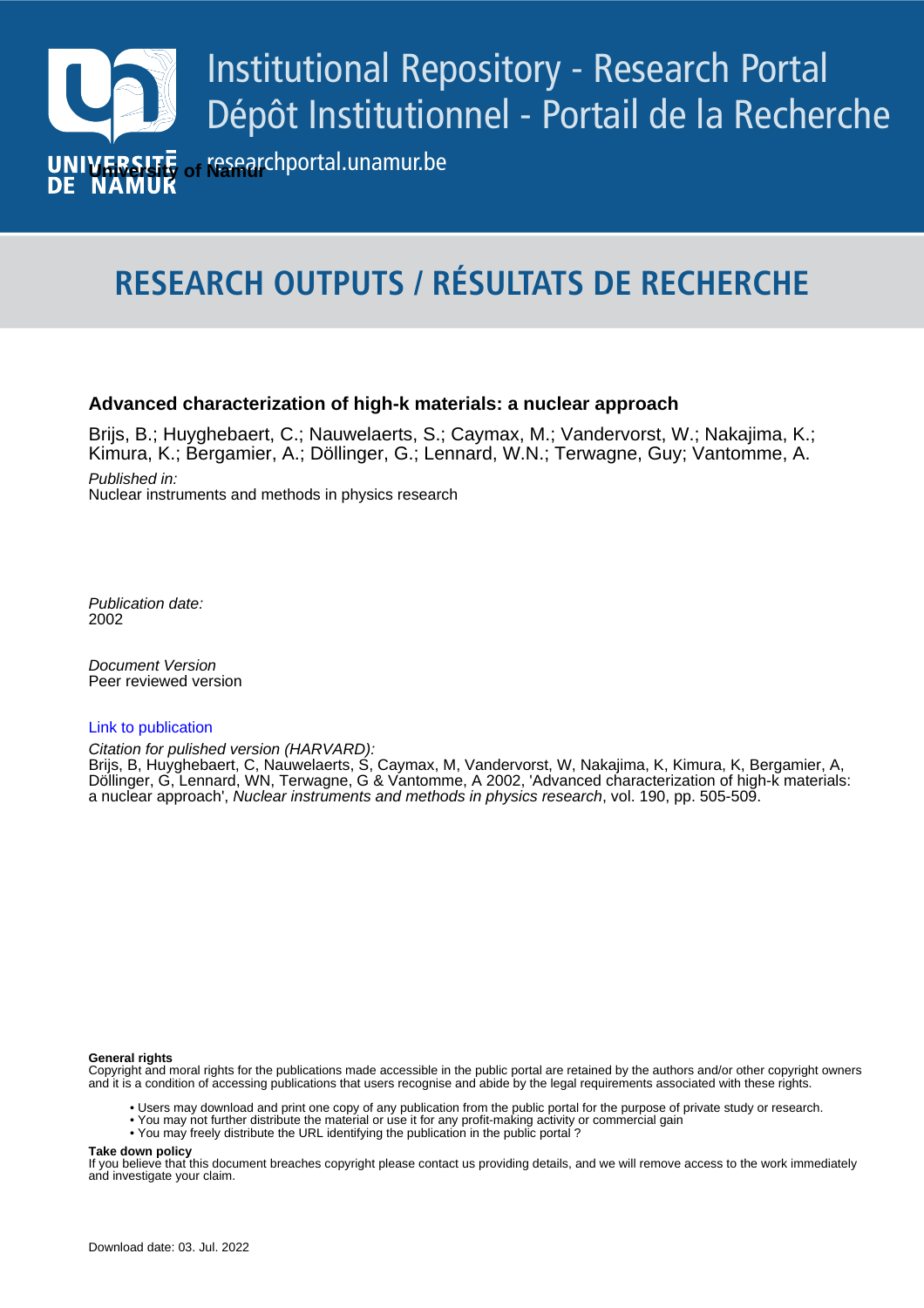Institutional Repository - Research Portal
Dépôt Institutionnel - Portail de la Recherche

researchportal.unamur.be

University of Namur

# RESEARCH OUTPUTS / RÉSULTATS DE RECHERCHE

## Advanced characterization of high-k materials: a nuclear approach

Brijs, B.; Huyghebaert, C.; Nauwelaerts, S.; Caymax, M.; Vandervorst, W.; Nakajima, K.; Kimura, K.; Bergamier, A.; Döllinger, G.; Lennard, W.N.; Terwagne, Guy; Vantomme, A.

*Published in:*
Nuclear instruments and methods in physics research

*Publication date:*
2002

*Document Version*
Peer reviewed version

Link to publication

*Citation for pulished version (HARVARD):*
Brijs, B, Huyghebaert, C, Nauwelaerts, S, Caymax, M, Vandervorst, W, Nakajima, K, Kimura, K, Bergamier, A, Döllinger, G, Lennard, WN, Terwagne, G & Vantomme, A 2002, 'Advanced characterization of high-k materials: a nuclear approach', *Nuclear instruments and methods in physics research*, vol. 190, pp. 505-509.

**General rights**
Copyright and moral rights for the publications made accessible in the public portal are retained by the authors and/or other copyright owners and it is a condition of accessing publications that users recognise and abide by the legal requirements associated with these rights.

- Users may download and print one copy of any publication from the public portal for the purpose of private study or research.
- You may not further distribute the material or use it for any profit-making activity or commercial gain
- You may freely distribute the URL identifying the publication in the public portal ?

**Take down policy**
If you believe that this document breaches copyright please contact us providing details, and we will remove access to the work immediately and investigate your claim.

Download date: 03. Jul. 2022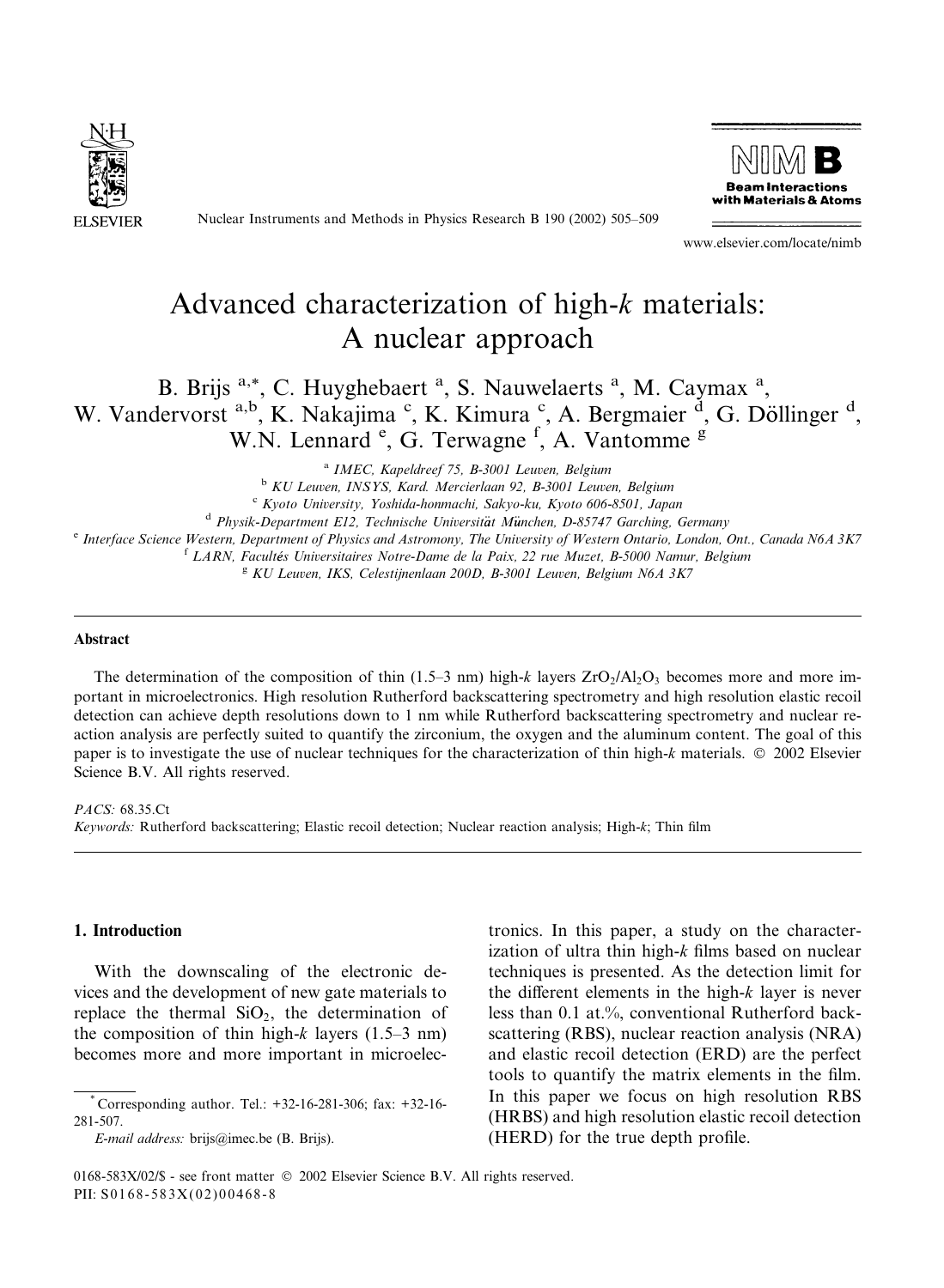# Advanced characterization of high-*k* materials: A nuclear approach

B. Brijs [a,*], C. Huyghebaert [a], S. Nauwelaerts [a], M. Caymax [a], W. Vandervorst [a,b], K. Nakajima [c], K. Kimura [c], A. Bergmaier [d], G. Döllinger [d], W.N. Lennard [e], G. Terwagne [f], A. Vantomme [g]

[a] *IMEC, Kapeldreef 75, B-3001 Leuven, Belgium*

[b] *KU Leuven, INSYS, Kard. Mercierlaan 92, B-3001 Leuven, Belgium*

[c] *Kyoto University, Yoshida-honmachi, Sakyo-ku, Kyoto 606-8501, Japan*

[d] *Physik-Department E12, Technische Universität München, D-85747 Garching, Germany*

[e] *Interface Science Western, Department of Physics and Astromony, The University of Western Ontario, London, Ont., Canada N6A 3K7*

[f] *LARN, Facultés Universitaires Notre-Dame de la Paix, 22 rue Muzet, B-5000 Namur, Belgium*

[g] *KU Leuven, IKS, Celestijnenlaan 200D, B-3001 Leuven, Belgium N6A 3K7*

## Abstract

The determination of the composition of thin (1.5–3 nm) high-*k* layers $ZrO_2/Al_2O_3$ becomes more and more important in microelectronics. High resolution Rutherford backscattering spectrometry and high resolution elastic recoil detection can achieve depth resolutions down to 1 nm while Rutherford backscattering spectrometry and nuclear reaction analysis are perfectly suited to quantify the zirconium, the oxygen and the aluminum content. The goal of this paper is to investigate the use of nuclear techniques for the characterization of thin high-*k* materials. © 2002 Elsevier Science B.V. All rights reserved.

*PACS:* 68.35.Ct

*Keywords:* Rutherford backscattering; Elastic recoil detection; Nuclear reaction analysis; High-*k*; Thin film

## 1. Introduction

With the downscaling of the electronic devices and the development of new gate materials to replace the thermal $SiO_2$, the determination of the composition of thin high-*k* layers (1.5–3 nm) becomes more and more important in microelectronics. In this paper, a study on the characterization of ultra thin high-*k* films based on nuclear techniques is presented. As the detection limit for the different elements in the high-*k* layer is never less than 0.1 at.%, conventional Rutherford backscattering (RBS), nuclear reaction analysis (NRA) and elastic recoil detection (ERD) are the perfect tools to quantify the matrix elements in the film. In this paper we focus on high resolution RBS (HRBS) and high resolution elastic recoil detection (HERD) for the true depth profile.

* Corresponding author. Tel.: +32-16-281-306; fax: +32-16-281-507.
*E-mail address:* brijs@imec.be (B. Brijs).

0168-583X/02/$ - see front matter © 2002 Elsevier Science B.V. All rights reserved.
PII: S0168-583X(02)00468-8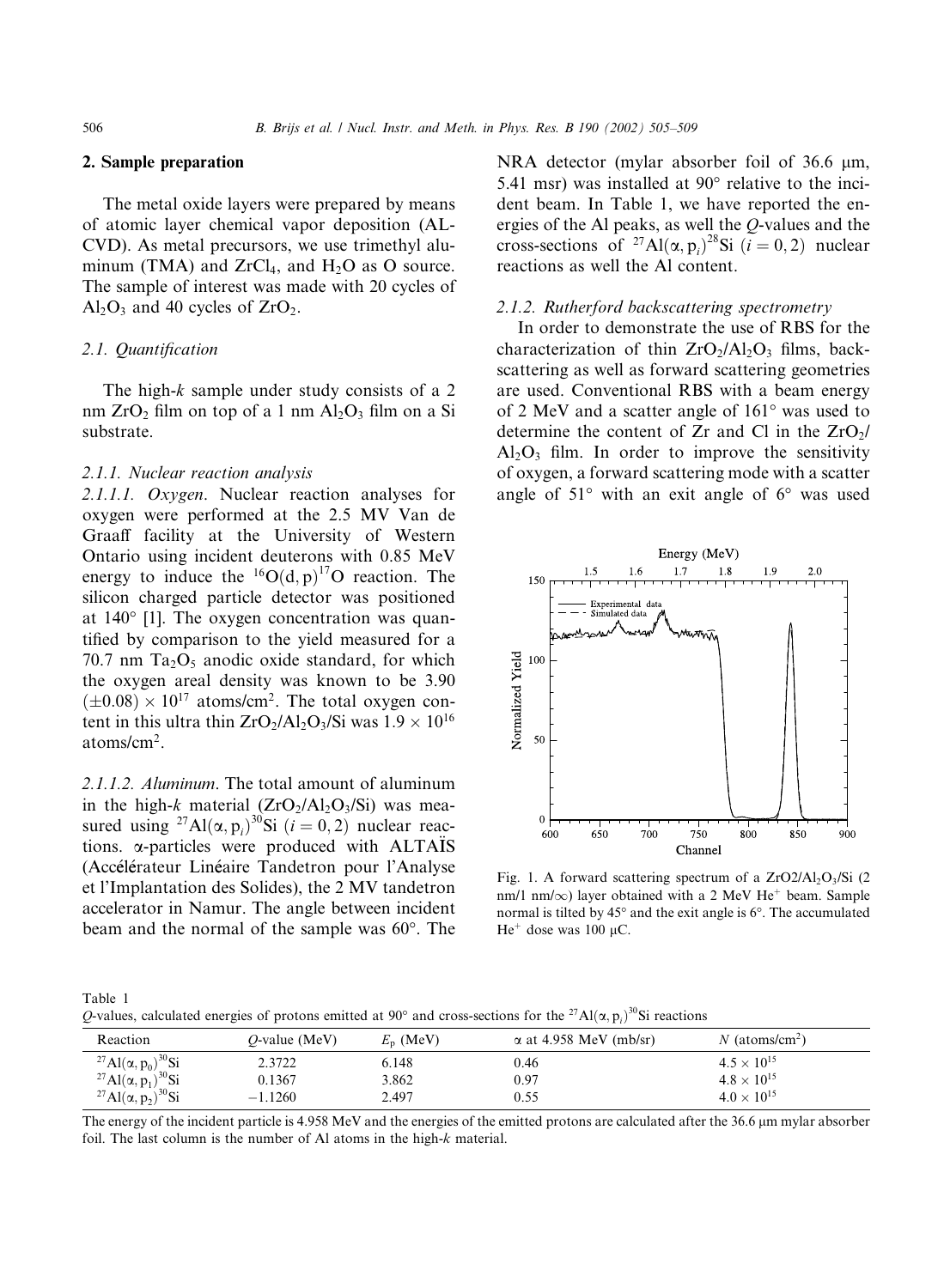## 2. Sample preparation

The metal oxide layers were prepared by means of atomic layer chemical vapor deposition (AL-CVD). As metal precursors, we use trimethyl aluminum (TMA) and $ZrCl_4$, and $H_2O$ as O source. The sample of interest was made with 20 cycles of $Al_2O_3$ and 40 cycles of $ZrO_2$.

### 2.1. Quantification

The high-*k* sample under study consists of a 2 nm $ZrO_2$ film on top of a 1 nm $Al_2O_3$ film on a Si substrate.

#### 2.1.1. Nuclear reaction analysis

*2.1.1.1. Oxygen*. Nuclear reaction analyses for oxygen were performed at the 2.5 MV Van de Graaff facility at the University of Western Ontario using incident deuterons with 0.85 MeV energy to induce the $^{16}O(d,p)^{17}O$ reaction. The silicon charged particle detector was positioned at 140° [1]. The oxygen concentration was quantified by comparison to the yield measured for a 70.7 nm $Ta_2O_5$ anodic oxide standard, for which the oxygen areal density was known to be 3.90 $(\pm 0.08) \times 10^{17}$ atoms/cm$^2$. The total oxygen content in this ultra thin $ZrO_2/Al_2O_3/Si$ was $1.9 \times 10^{16}$ atoms/cm$^2$.

*2.1.1.2. Aluminum*. The total amount of aluminum in the high-*k* material ($ZrO_2/Al_2O_3/Si$) was measured using $^{27}Al(\alpha,p_i)^{30}Si$ $(i = 0, 2)$ nuclear reactions. α-particles were produced with ALTAÏS (Accélérateur Linéaire Tandetron pour l'Analyse et l'Implantation des Solides), the 2 MV tandetron accelerator in Namur. The angle between incident beam and the normal of the sample was 60°. The NRA detector (mylar absorber foil of 36.6 μm, 5.41 msr) was installed at 90° relative to the incident beam. In Table 1, we have reported the energies of the Al peaks, as well the *Q*-values and the cross-sections of $^{27}Al(\alpha,p_i)^{28}Si$ $(i = 0, 2)$ nuclear reactions as well the Al content.

#### 2.1.2. Rutherford backscattering spectrometry

In order to demonstrate the use of RBS for the characterization of thin $ZrO_2/Al_2O_3$ films, backscattering as well as forward scattering geometries are used. Conventional RBS with a beam energy of 2 MeV and a scatter angle of 161° was used to determine the content of Zr and Cl in the $ZrO_2/Al_2O_3$ film. In order to improve the sensitivity of oxygen, a forward scattering mode with a scatter angle of 51° with an exit angle of 6° was used

Fig. 1. A forward scattering spectrum of a $ZrO2/Al_2O_3/Si$ (2 nm/1 nm/∞) layer obtained with a 2 MeV $He^+$ beam. Sample normal is tilted by 45° and the exit angle is 6°. The accumulated $He^+$ dose was 100 μC.

Table 1
*Q*-values, calculated energies of protons emitted at 90° and cross-sections for the $^{27}Al(\alpha,p_i)^{30}Si$ reactions

| Reaction | *Q*-value (MeV) | $E_p$ (MeV) | α at 4.958 MeV (mb/sr) | *N* (atoms/cm$^2$) |
|---|---|---|---|---|
| $^{27}Al(\alpha,p_0)^{30}Si$ | 2.3722 | 6.148 | 0.46 | $4.5 \times 10^{15}$ |
| $^{27}Al(\alpha,p_1)^{30}Si$ | 0.1367 | 3.862 | 0.97 | $4.8 \times 10^{15}$ |
| $^{27}Al(\alpha,p_2)^{30}Si$ | −1.1260 | 2.497 | 0.55 | $4.0 \times 10^{15}$ |

The energy of the incident particle is 4.958 MeV and the energies of the emitted protons are calculated after the 36.6 μm mylar absorber foil. The last column is the number of Al atoms in the high-*k* material.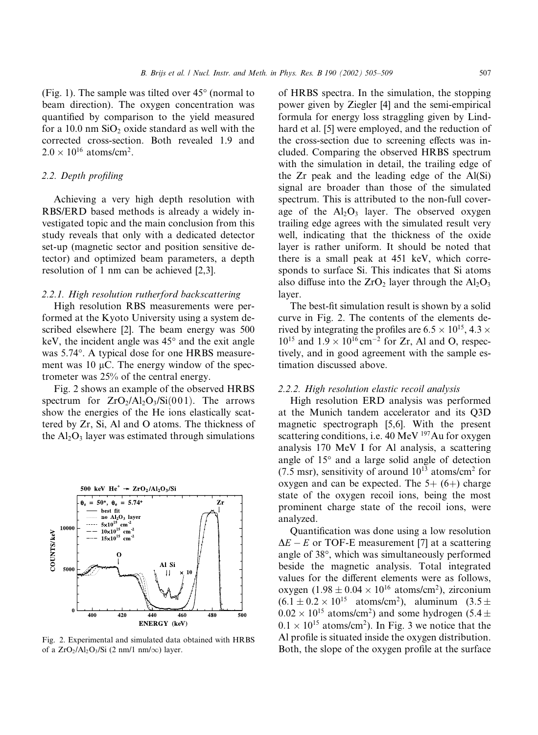(Fig. 1). The sample was tilted over 45° (normal to beam direction). The oxygen concentration was quantified by comparison to the yield measured for a 10.0 nm $SiO_2$ oxide standard as well with the corrected cross-section. Both revealed 1.9 and $2.0 \times 10^{16}$ atoms/cm$^2$.

### 2.2. Depth profiling

Achieving a very high depth resolution with RBS/ERD based methods is already a widely investigated topic and the main conclusion from this study reveals that only with a dedicated detector set-up (magnetic sector and position sensitive detector) and optimized beam parameters, a depth resolution of 1 nm can be achieved [2,3].

#### 2.2.1. High resolution rutherford backscattering

High resolution RBS measurements were performed at the Kyoto University using a system described elsewhere [2]. The beam energy was 500 keV, the incident angle was 45° and the exit angle was 5.74°. A typical dose for one HRBS measurement was 10 μC. The energy window of the spectrometer was 25% of the central energy.

Fig. 2 shows an example of the observed HRBS spectrum for $ZrO_2/Al_2O_3/Si(001)$. The arrows show the energies of the He ions elastically scattered by Zr, Si, Al and O atoms. The thickness of the $Al_2O_3$ layer was estimated through simulations of HRBS spectra. In the simulation, the stopping power given by Ziegler [4] and the semi-empirical formula for energy loss straggling given by Lindhard et al. [5] were employed, and the reduction of the cross-section due to screening effects was included. Comparing the observed HRBS spectrum with the simulation in detail, the trailing edge of the Zr peak and the leading edge of the Al(Si) signal are broader than those of the simulated spectrum. This is attributed to the non-full coverage of the $Al_2O_3$ layer. The observed oxygen trailing edge agrees with the simulated result very well, indicating that the thickness of the oxide layer is rather uniform. It should be noted that there is a small peak at 451 keV, which corresponds to surface Si. This indicates that Si atoms also diffuse into the $ZrO_2$ layer through the $Al_2O_3$ layer.

Fig. 2. Experimental and simulated data obtained with HRBS of a $ZrO_2/Al_2O_3/Si$ (2 nm/1 nm/∞) layer.

The best-fit simulation result is shown by a solid curve in Fig. 2. The contents of the elements derived by integrating the profiles are $6.5 \times 10^{15}$, $4.3 \times 10^{15}$ and $1.9 \times 10^{16}\,\text{cm}^{-2}$ for Zr, Al and O, respectively, and in good agreement with the sample estimation discussed above.

#### 2.2.2. High resolution elastic recoil analysis

High resolution ERD analysis was performed at the Munich tandem accelerator and its Q3D magnetic spectrograph [5,6]. With the present scattering conditions, i.e. 40 MeV $^{197}$Au for oxygen analysis 170 MeV I for Al analysis, a scattering angle of 15° and a large solid angle of detection (7.5 msr), sensitivity of around $10^{13}$ atoms/cm$^2$ for oxygen and can be expected. The 5+ (6+) charge state of the oxygen recoil ions, being the most prominent charge state of the recoil ions, were analyzed.

Quantification was done using a low resolution $\Delta E - E$ or TOF-E measurement [7] at a scattering angle of 38°, which was simultaneously performed beside the magnetic analysis. Total integrated values for the different elements were as follows, oxygen ($1.98 \pm 0.04 \times 10^{16}$ atoms/cm$^2$), zirconium ($6.1 \pm 0.2 \times 10^{15}$ atoms/cm$^2$), aluminum ($3.5 \pm 0.02 \times 10^{15}$ atoms/cm$^2$) and some hydrogen ($5.4 \pm 0.1 \times 10^{15}$ atoms/cm$^2$). In Fig. 3 we notice that the Al profile is situated inside the oxygen distribution. Both, the slope of the oxygen profile at the surface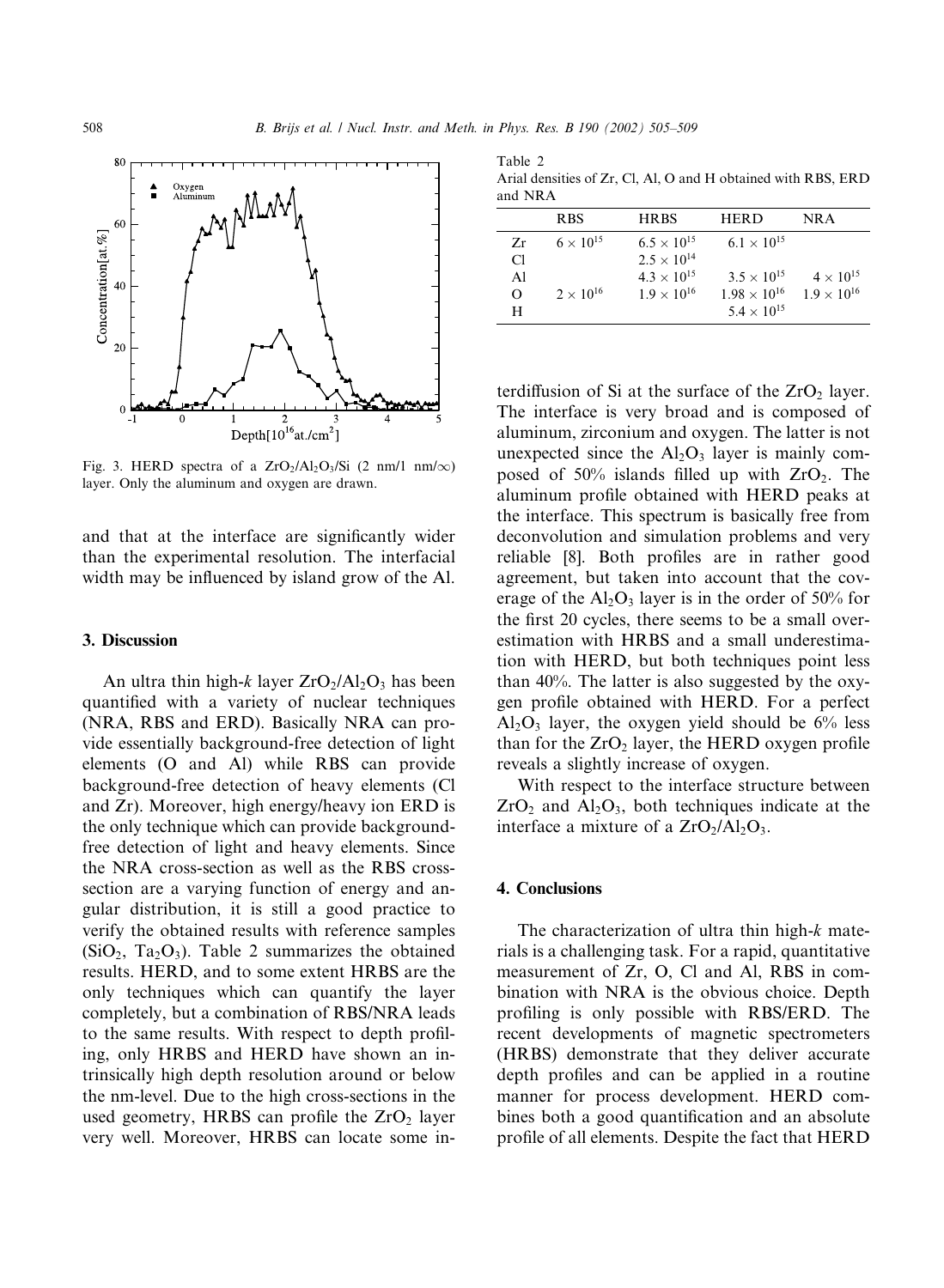Fig. 3. HERD spectra of a $ZrO_2/Al_2O_3/Si$ (2 nm/1 nm/$\infty$) layer. Only the aluminum and oxygen are drawn.

and that at the interface are significantly wider than the experimental resolution. The interfacial width may be influenced by island grow of the Al.

## 3. Discussion

An ultra thin high-*k* layer $ZrO_2/Al_2O_3$ has been quantified with a variety of nuclear techniques (NRA, RBS and ERD). Basically NRA can provide essentially background-free detection of light elements (O and Al) while RBS can provide background-free detection of heavy elements (Cl and Zr). Moreover, high energy/heavy ion ERD is the only technique which can provide background-free detection of light and heavy elements. Since the NRA cross-section as well as the RBS cross-section are a varying function of energy and angular distribution, it is still a good practice to verify the obtained results with reference samples ($SiO_2$, $Ta_2O_3$). Table 2 summarizes the obtained results. HERD, and to some extent HRBS are the only techniques which can quantify the layer completely, but a combination of RBS/NRA leads to the same results. With respect to depth profiling, only HRBS and HERD have shown an intrinsically high depth resolution around or below the nm-level. Due to the high cross-sections in the used geometry, HRBS can profile the $ZrO_2$ layer very well. Moreover, HRBS can locate some interdiffusion of Si at the surface of the $ZrO_2$ layer. The interface is very broad and is composed of aluminum, zirconium and oxygen. The latter is not unexpected since the $Al_2O_3$ layer is mainly composed of 50% islands filled up with $ZrO_2$. The aluminum profile obtained with HERD peaks at the interface. This spectrum is basically free from deconvolution and simulation problems and very reliable [8]. Both profiles are in rather good agreement, but taken into account that the coverage of the $Al_2O_3$ layer is in the order of 50% for the first 20 cycles, there seems to be a small overestimation with HRBS and a small underestimation with HERD, but both techniques point less than 40%. The latter is also suggested by the oxygen profile obtained with HERD. For a perfect $Al_2O_3$ layer, the oxygen yield should be 6% less than for the $ZrO_2$ layer, the HERD oxygen profile reveals a slightly increase of oxygen.

With respect to the interface structure between $ZrO_2$ and $Al_2O_3$, both techniques indicate at the interface a mixture of a $ZrO_2/Al_2O_3$.

Table 2
Arial densities of Zr, Cl, Al, O and H obtained with RBS, ERD and NRA

| | RBS | HRBS | HERD | NRA |
|---|---|---|---|---|
| Zr | $6 \times 10^{15}$ | $6.5 \times 10^{15}$ | $6.1 \times 10^{15}$ | |
| Cl | | $2.5 \times 10^{14}$ | | |
| Al | | $4.3 \times 10^{15}$ | $3.5 \times 10^{15}$ | $4 \times 10^{15}$ |
| O | $2 \times 10^{16}$ | $1.9 \times 10^{16}$ | $1.98 \times 10^{16}$ | $1.9 \times 10^{16}$ |
| H | | | $5.4 \times 10^{15}$ | |

## 4. Conclusions

The characterization of ultra thin high-*k* materials is a challenging task. For a rapid, quantitative measurement of Zr, O, Cl and Al, RBS in combination with NRA is the obvious choice. Depth profiling is only possible with RBS/ERD. The recent developments of magnetic spectrometers (HRBS) demonstrate that they deliver accurate depth profiles and can be applied in a routine manner for process development. HERD combines both a good quantification and an absolute profile of all elements. Despite the fact that HERD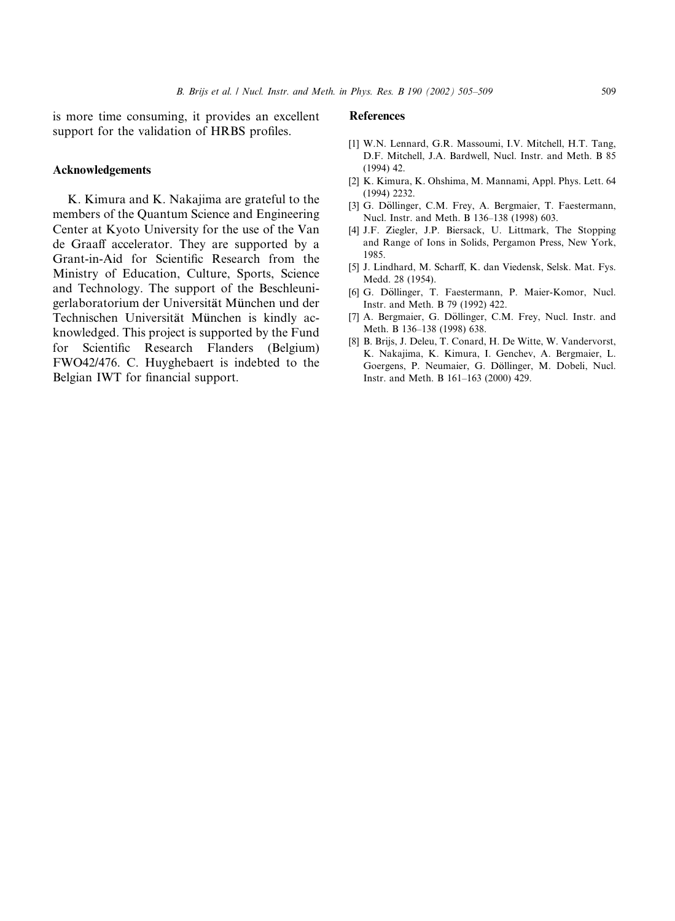is more time consuming, it provides an excellent support for the validation of HRBS profiles.

## Acknowledgements

K. Kimura and K. Nakajima are grateful to the members of the Quantum Science and Engineering Center at Kyoto University for the use of the Van de Graaff accelerator. They are supported by a Grant-in-Aid for Scientific Research from the Ministry of Education, Culture, Sports, Science and Technology. The support of the Beschleunigerlaboratorium der Universität München und der Technischen Universität München is kindly acknowledged. This project is supported by the Fund for Scientific Research Flanders (Belgium) FWO42/476. C. Huyghebaert is indebted to the Belgian IWT for financial support.

## References

[1] W.N. Lennard, G.R. Massoumi, I.V. Mitchell, H.T. Tang, D.F. Mitchell, J.A. Bardwell, Nucl. Instr. and Meth. B 85 (1994) 42.

[2] K. Kimura, K. Ohshima, M. Mannami, Appl. Phys. Lett. 64 (1994) 2232.

[3] G. Döllinger, C.M. Frey, A. Bergmaier, T. Faestermann, Nucl. Instr. and Meth. B 136–138 (1998) 603.

[4] J.F. Ziegler, J.P. Biersack, U. Littmark, The Stopping and Range of Ions in Solids, Pergamon Press, New York, 1985.

[5] J. Lindhard, M. Scharff, K. dan Viedensk, Selsk. Mat. Fys. Medd. 28 (1954).

[6] G. Döllinger, T. Faestermann, P. Maier-Komor, Nucl. Instr. and Meth. B 79 (1992) 422.

[7] A. Bergmaier, G. Döllinger, C.M. Frey, Nucl. Instr. and Meth. B 136–138 (1998) 638.

[8] B. Brijs, J. Deleu, T. Conard, H. De Witte, W. Vandervorst, K. Nakajima, K. Kimura, I. Genchev, A. Bergmaier, L. Goergens, P. Neumaier, G. Döllinger, M. Dobeli, Nucl. Instr. and Meth. B 161–163 (2000) 429.